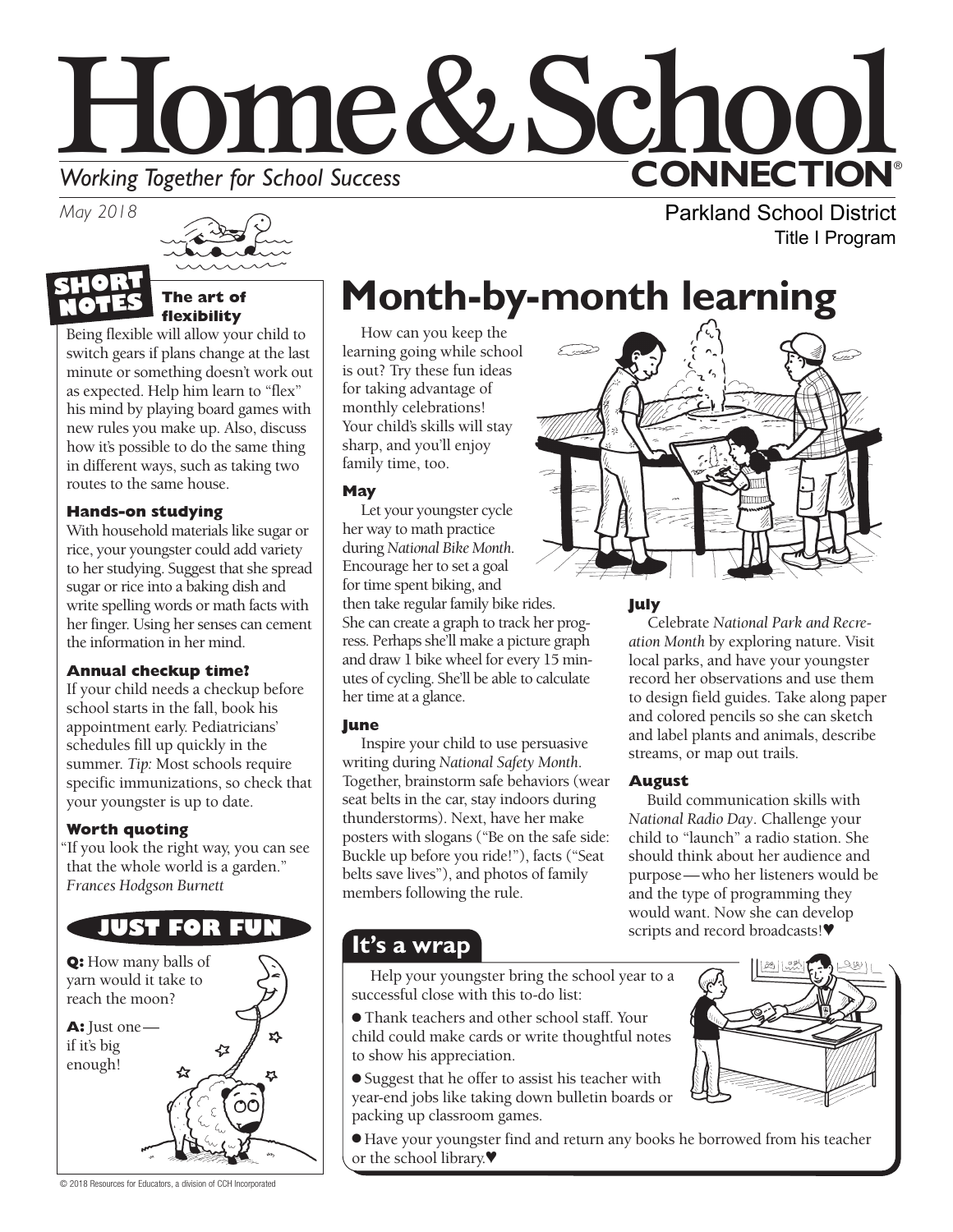# Home & School CONNECTION®

*Working Together for School Success*

*May 2018*

Parkland School District
Title I Program

## SHORT NOTES

### The art of flexibility

Being flexible will allow your child to switch gears if plans change at the last minute or something doesn't work out as expected. Help him learn to "flex" his mind by playing board games with new rules you make up. Also, discuss how it's possible to do the same thing in different ways, such as taking two routes to the same house.

### Hands-on studying

With household materials like sugar or rice, your youngster could add variety to her studying. Suggest that she spread sugar or rice into a baking dish and write spelling words or math facts with her finger. Using her senses can cement the information in her mind.

### Annual checkup time?

If your child needs a checkup before school starts in the fall, book his appointment early. Pediatricians' schedules fill up quickly in the summer. *Tip:* Most schools require specific immunizations, so check that your youngster is up to date.

### Worth quoting

"If you look the right way, you can see that the whole world is a garden." *Frances Hodgson Burnett*

## JUST FOR FUN

**Q:** How many balls of yarn would it take to reach the moon?

**A:** Just one—if it's big enough!

# Month-by-month learning

How can you keep the learning going while school is out? Try these fun ideas for taking advantage of monthly celebrations! Your child's skills will stay sharp, and you'll enjoy family time, too.

### May

Let your youngster cycle her way to math practice during *National Bike Month*. Encourage her to set a goal for time spent biking, and then take regular family bike rides. She can create a graph to track her progress. Perhaps she'll make a picture graph and draw 1 bike wheel for every 15 minutes of cycling. She'll be able to calculate her time at a glance.

### June

Inspire your child to use persuasive writing during *National Safety Month*. Together, brainstorm safe behaviors (wear seat belts in the car, stay indoors during thunderstorms). Next, have her make posters with slogans ("Be on the safe side: Buckle up before you ride!"), facts ("Seat belts save lives"), and photos of family members following the rule.

### July

Celebrate *National Park and Recreation Month* by exploring nature. Visit local parks, and have your youngster record her observations and use them to design field guides. Take along paper and colored pencils so she can sketch and label plants and animals, describe streams, or map out trails.

### August

Build communication skills with *National Radio Day*. Challenge your child to "launch" a radio station. She should think about her audience and purpose—who her listeners would be and the type of programming they would want. Now she can develop scripts and record broadcasts!♥

## It's a wrap

Help your youngster bring the school year to a successful close with this to-do list:

- Thank teachers and other school staff. Your child could make cards or write thoughtful notes to show his appreciation.
- Suggest that he offer to assist his teacher with year-end jobs like taking down bulletin boards or packing up classroom games.
- Have your youngster find and return any books he borrowed from his teacher or the school library.♥

© 2018 Resources for Educators, a division of CCH Incorporated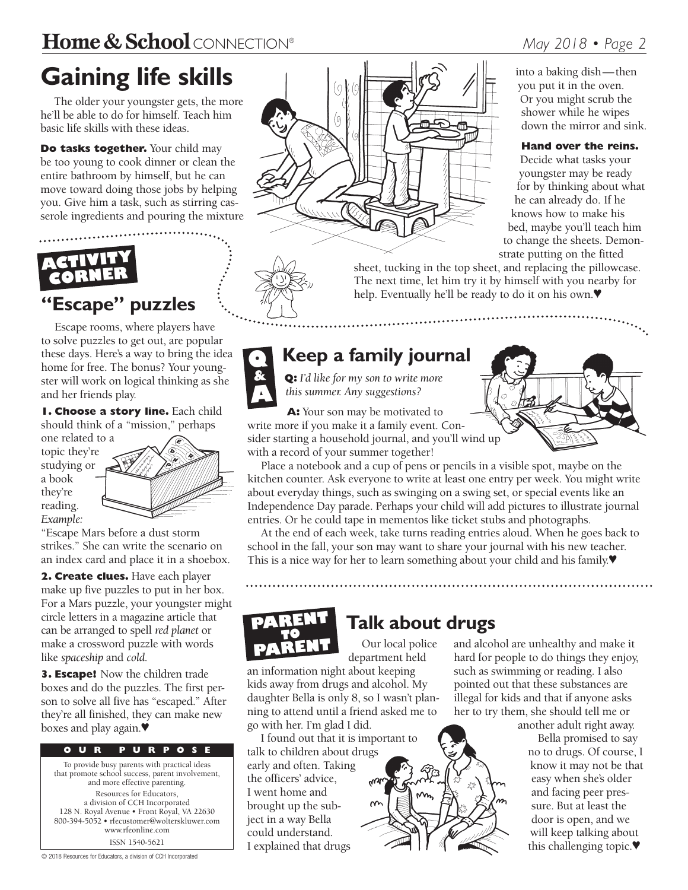## Gaining life skills

The older your youngster gets, the more he'll be able to do for himself. Teach him basic life skills with these ideas.

**Do tasks together.** Your child may be too young to cook dinner or clean the entire bathroom by himself, but he can move toward doing those jobs by helping you. Give him a task, such as stirring casserole ingredients and pouring the mixture into a baking dish—then you put it in the oven. Or you might scrub the shower while he wipes down the mirror and sink.

**Hand over the reins.** Decide what tasks your youngster may be ready for by thinking about what he can already do. If he knows how to make his bed, maybe you'll teach him to change the sheets. Demonstrate putting on the fitted sheet, tucking in the top sheet, and replacing the pillowcase. The next time, let him try it by himself with you nearby for help. Eventually he'll be ready to do it on his own.♥

**ACTIVITY CORNER**

## "Escape" puzzles

Escape rooms, where players have to solve puzzles to get out, are popular these days. Here's a way to bring the idea home for free. The bonus? Your youngster will work on logical thinking as she and her friends play.

**1. Choose a story line.** Each child should think of a "mission," perhaps one related to a topic they're studying or a book they're reading. *Example:* "Escape Mars before a dust storm strikes." She can write the scenario on an index card and place it in a shoebox.

**2. Create clues.** Have each player make up five puzzles to put in her box. For a Mars puzzle, your youngster might circle letters in a magazine article that can be arranged to spell *red planet* or make a crossword puzzle with words like *spaceship* and *cold.*

**3. Escape!** Now the children trade boxes and do the puzzles. The first person to solve all five has "escaped." After they're all finished, they can make new boxes and play again.♥

**OUR PURPOSE**

To provide busy parents with practical ideas that promote school success, parent involvement, and more effective parenting.

Resources for Educators, a division of CCH Incorporated
128 N. Royal Avenue • Front Royal, VA 22630
800-394-5052 • rfecustomer@wolterskluwer.com
www.rfeonline.com

ISSN 1540-5621

© 2018 Resources for Educators, a division of CCH Incorporated

**Q & A**

## Keep a family journal

**Q:** *I'd like for my son to write more this summer. Any suggestions?*

**A:** Your son may be motivated to write more if you make it a family event. Consider starting a household journal, and you'll wind up with a record of your summer together!

Place a notebook and a cup of pens or pencils in a visible spot, maybe on the kitchen counter. Ask everyone to write at least one entry per week. You might write about everyday things, such as swinging on a swing set, or special events like an Independence Day parade. Perhaps your child will add pictures to illustrate journal entries. Or he could tape in mementos like ticket stubs and photographs.

At the end of each week, take turns reading entries aloud. When he goes back to school in the fall, your son may want to share your journal with his new teacher. This is a nice way for her to learn something about your child and his family.♥

**PARENT TO PARENT**

## Talk about drugs

Our local police department held an information night about keeping kids away from drugs and alcohol. My daughter Bella is only 8, so I wasn't planning to attend until a friend asked me to go with her. I'm glad I did.

I found out that it is important to talk to children about drugs early and often. Taking the officers' advice, I went home and brought up the subject in a way Bella could understand. I explained that drugs and alcohol are unhealthy and make it hard for people to do things they enjoy, such as swimming or reading. I also pointed out that these substances are illegal for kids and that if anyone asks her to try them, she should tell me or another adult right away.

Bella promised to say no to drugs. Of course, I know it may not be that easy when she's older and facing peer pressure. But at least the door is open, and we will keep talking about this challenging topic.♥